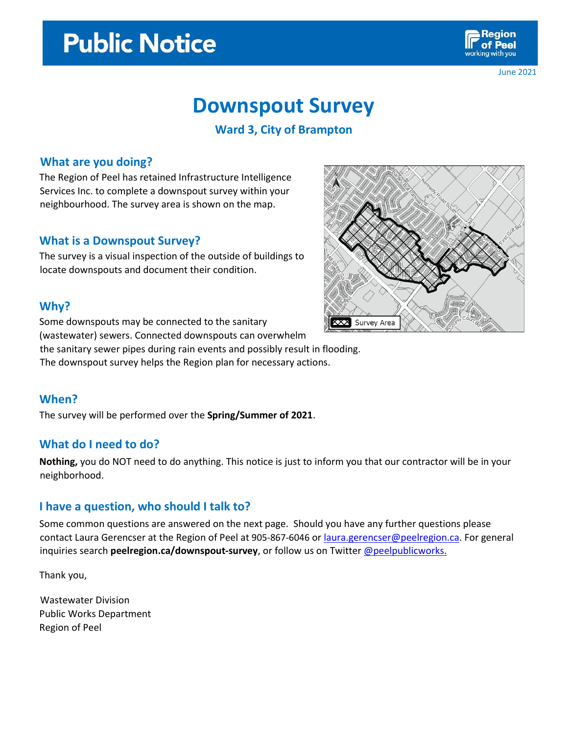# Public Notice

June 2021

# Downspout Survey

## Ward 3, City of Brampton

### What are you doing?

The Region of Peel has retained Infrastructure Intelligence Services Inc. to complete a downspout survey within your neighbourhood. The survey area is shown on the map.

### What is a Downspout Survey?

The survey is a visual inspection of the outside of buildings to locate downspouts and document their condition.

### Why?

Some downspouts may be connected to the sanitary (wastewater) sewers. Connected downspouts can overwhelm the sanitary sewer pipes during rain events and possibly result in flooding. The downspout survey helps the Region plan for necessary actions.

### When?

The survey will be performed over the **Spring/Summer of 2021**.

### What do I need to do?

**Nothing,** you do NOT need to do anything. This notice is just to inform you that our contractor will be in your neighborhood.

### I have a question, who should I talk to?

Some common questions are answered on the next page. Should you have any further questions please contact Laura Gerencser at the Region of Peel at 905-867-6046 or laura.gerencser@peelregion.ca. For general inquiries search **peelregion.ca/downspout-survey**, or follow us on Twitter @peelpublicworks.

Thank you,

Wastewater Division
Public Works Department
Region of Peel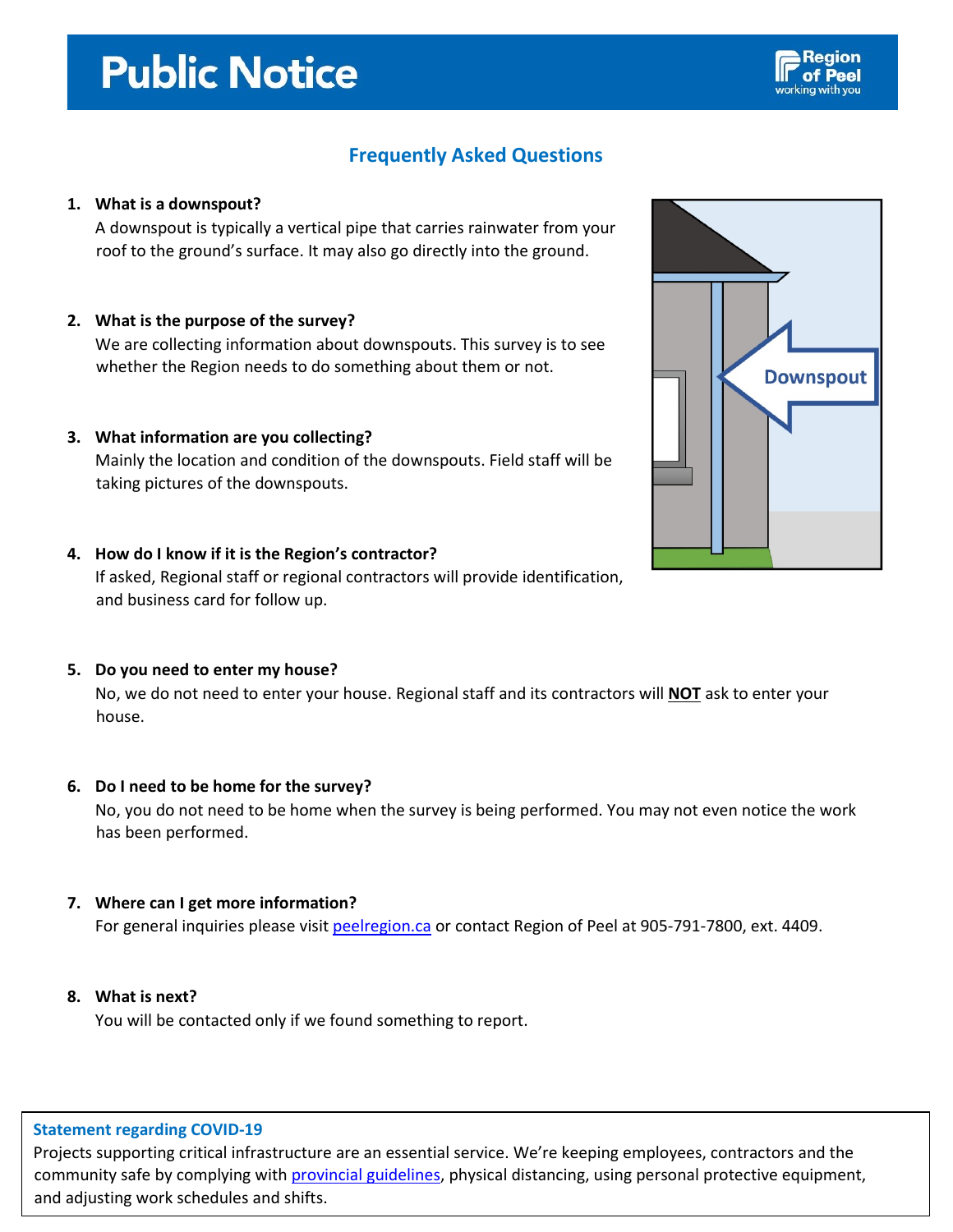# Public Notice

## Frequently Asked Questions

1. **What is a downspout?**
   A downspout is typically a vertical pipe that carries rainwater from your roof to the ground's surface. It may also go directly into the ground.

2. **What is the purpose of the survey?**
   We are collecting information about downspouts. This survey is to see whether the Region needs to do something about them or not.

3. **What information are you collecting?**
   Mainly the location and condition of the downspouts. Field staff will be taking pictures of the downspouts.

4. **How do I know if it is the Region's contractor?**
   If asked, Regional staff or regional contractors will provide identification, and business card for follow up.

5. **Do you need to enter my house?**
   No, we do not need to enter your house. Regional staff and its contractors will **NOT** ask to enter your house.

6. **Do I need to be home for the survey?**
   No, you do not need to be home when the survey is being performed. You may not even notice the work has been performed.

7. **Where can I get more information?**
   For general inquiries please visit [peelregion.ca](peelregion.ca) or contact Region of Peel at 905-791-7800, ext. 4409.

8. **What is next?**
   You will be contacted only if we found something to report.

**Statement regarding COVID-19**

Projects supporting critical infrastructure are an essential service. We're keeping employees, contractors and the community safe by complying with provincial guidelines, physical distancing, using personal protective equipment, and adjusting work schedules and shifts.